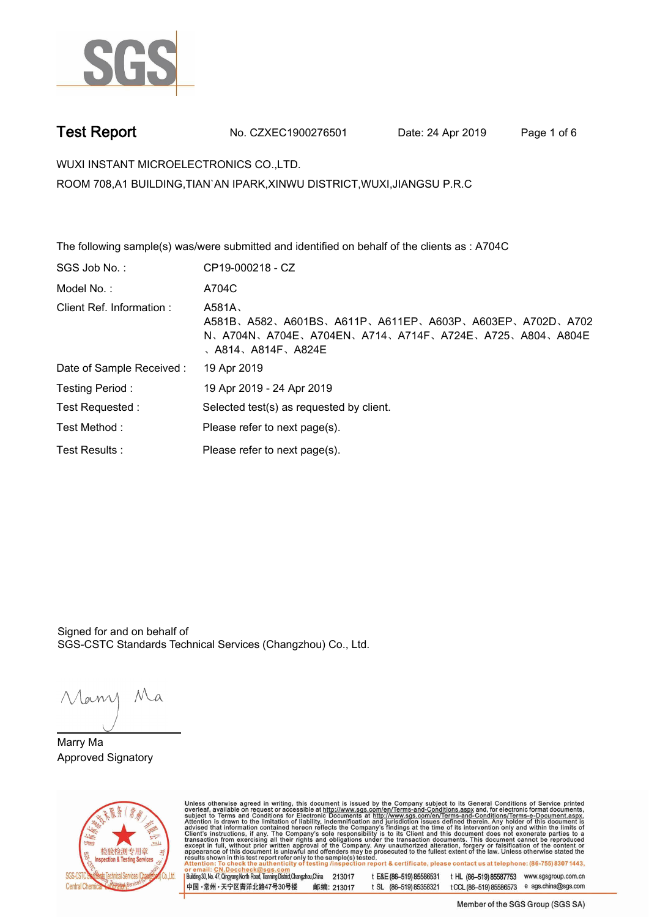# Test Report

No. CZXEC1900276501　　Date: 24 Apr 2019

WUXI INSTANT MICROELECTRONICS CO.,LTD.

ROOM 708,A1 BUILDING,TIAN`AN IPARK,XINWU DISTRICT,WUXI,JIANGSU P.R.C

The following sample(s) was/were submitted and identified on behalf of the clients as : A704C

| | |
|---|---|
| SGS Job No. : | CP19-000218 - CZ |
| Model No. : | A704C |
| Client Ref. Information : | A581A、A581B、A582、A601BS、A611P、A611EP、A603P、A603EP、A702D、A702N、A704N、A704E、A704EN、A714、A714F、A724E、A725、A804、A804E、A814、A814F、A824E |
| Date of Sample Received : | 19 Apr 2019 |
| Testing Period : | 19 Apr 2019 - 24 Apr 2019 |
| Test Requested : | Selected test(s) as requested by client. |
| Test Method : | Please refer to next page(s). |
| Test Results : | Please refer to next page(s). |

Signed for and on behalf of
SGS-CSTC Standards Technical Services (Changzhou) Co., Ltd.

Marry Ma
Approved Signatory

Unless otherwise agreed in writing, this document is issued by the Company subject to its General Conditions of Service printed overleaf, available on request or accessible at http://www.sgs.com/en/Terms-and-Conditions.aspx and, for electronic format documents, subject to Terms and Conditions for Electronic Documents at http://www.sgs.com/en/Terms-and-Conditions/Terms-e-Document.aspx. Attention is drawn to the limitation of liability, indemnification and jurisdiction issues defined therein. Any holder of this document is advised that information contained hereon reflects the Company's findings at the time of its intervention only and within the limits of Client's instructions, if any. The Company's sole responsibility is to its Client and this document does not exonerate parties to a transaction from exercising all their rights and obligations under the transaction documents. This document cannot be reproduced except in full, without prior written approval of the Company. Any unauthorized alteration, forgery or falsification of the content or appearance of this document is unlawful and offenders may be prosecuted to the fullest extent of the law. Unless otherwise stated the results shown in this test report refer only to the sample(s) tested.
Attention: To check the authenticity of testing /inspection report & certificate, please contact us at telephone: (86-755) 8307 1443, or email: CN.Doccheck@sgs.com

Building 30, No. 47, Qingyang North Road, Tianning District,Changzhou,China 213017 t E&E (86-519) 85586531 t HL (86-519) 85587753 www.sgsgroup.com.cn
中国・常州・天宁区青洋北路47号30号楼 邮编: 213017 t SL (86-519) 85358321 t CCL (86-519) 85586573 e sgs.china@sgs.com

Member of the SGS Group (SGS SA)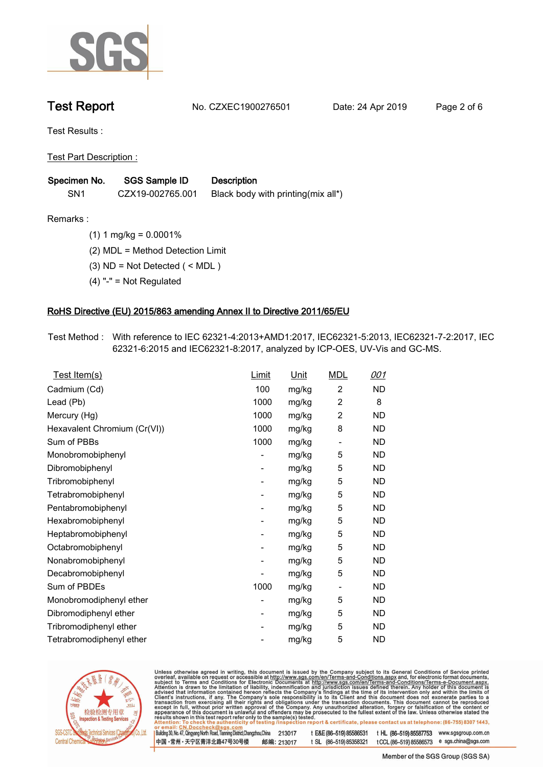# Test Report

No. CZXEC1900276501 Date: 24 Apr 2019

Test Results :

Test Part Description :

| Specimen No. | SGS Sample ID | Description |
|---|---|---|
| SN1 | CZX19-002765.001 | Black body with printing(mix all*) |

Remarks :

(1) 1 mg/kg = 0.0001%

(2) MDL = Method Detection Limit

(3) ND = Not Detected ( < MDL )

(4) "-" = Not Regulated

## RoHS Directive (EU) 2015/863 amending Annex II to Directive 2011/65/EU

Test Method : With reference to IEC 62321-4:2013+AMD1:2017, IEC62321-5:2013, IEC62321-7-2:2017, IEC 62321-6:2015 and IEC62321-8:2017, analyzed by ICP-OES, UV-Vis and GC-MS.

| Test Item(s) | Limit | Unit | MDL | 001 |
|---|---|---|---|---|
| Cadmium (Cd) | 100 | mg/kg | 2 | ND |
| Lead (Pb) | 1000 | mg/kg | 2 | 8 |
| Mercury (Hg) | 1000 | mg/kg | 2 | ND |
| Hexavalent Chromium (Cr(VI)) | 1000 | mg/kg | 8 | ND |
| Sum of PBBs | 1000 | mg/kg | - | ND |
| Monobromobiphenyl | - | mg/kg | 5 | ND |
| Dibromobiphenyl | - | mg/kg | 5 | ND |
| Tribromobiphenyl | - | mg/kg | 5 | ND |
| Tetrabromobiphenyl | - | mg/kg | 5 | ND |
| Pentabromobiphenyl | - | mg/kg | 5 | ND |
| Hexabromobiphenyl | - | mg/kg | 5 | ND |
| Heptabromobiphenyl | - | mg/kg | 5 | ND |
| Octabromobiphenyl | - | mg/kg | 5 | ND |
| Nonabromobiphenyl | - | mg/kg | 5 | ND |
| Decabromobiphenyl | - | mg/kg | 5 | ND |
| Sum of PBDEs | 1000 | mg/kg | - | ND |
| Monobromodiphenyl ether | - | mg/kg | 5 | ND |
| Dibromodiphenyl ether | - | mg/kg | 5 | ND |
| Tribromodiphenyl ether | - | mg/kg | 5 | ND |
| Tetrabromodiphenyl ether | - | mg/kg | 5 | ND |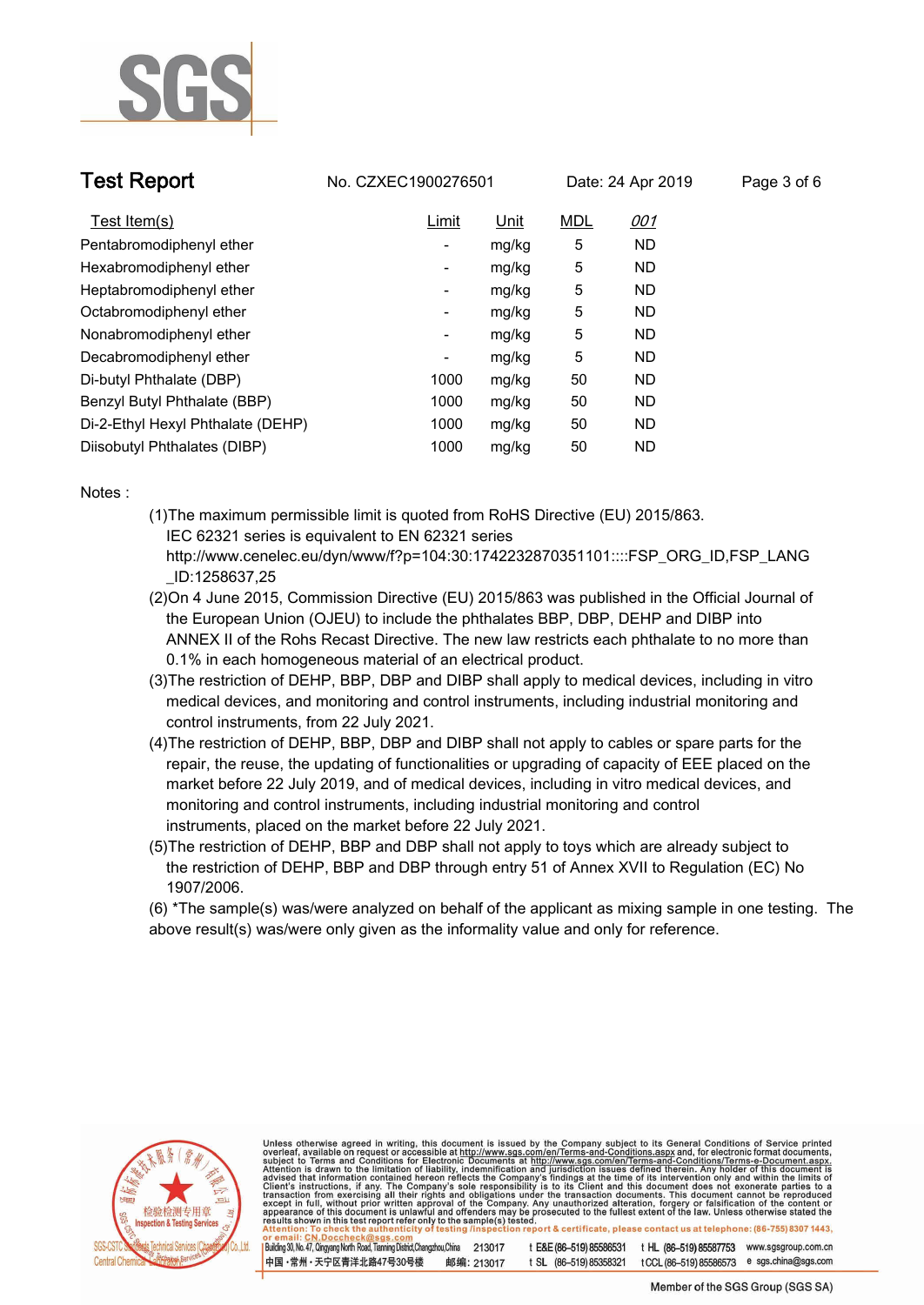| Test Item(s) | Limit | Unit | MDL | *001* |
|---|---|---|---|---|
| Pentabromodiphenyl ether | - | mg/kg | 5 | ND |
| Hexabromodiphenyl ether | - | mg/kg | 5 | ND |
| Heptabromodiphenyl ether | - | mg/kg | 5 | ND |
| Octabromodiphenyl ether | - | mg/kg | 5 | ND |
| Nonabromodiphenyl ether | - | mg/kg | 5 | ND |
| Decabromodiphenyl ether | - | mg/kg | 5 | ND |
| Di-butyl Phthalate (DBP) | 1000 | mg/kg | 50 | ND |
| Benzyl Butyl Phthalate (BBP) | 1000 | mg/kg | 50 | ND |
| Di-2-Ethyl Hexyl Phthalate (DEHP) | 1000 | mg/kg | 50 | ND |
| Diisobutyl Phthalates (DIBP) | 1000 | mg/kg | 50 | ND |

Notes :

(1)The maximum permissible limit is quoted from RoHS Directive (EU) 2015/863.
IEC 62321 series is equivalent to EN 62321 series
http://www.cenelec.eu/dyn/www/f?p=104:30:1742232870351101::::FSP_ORG_ID,FSP_LANG_ID:1258637,25

(2)On 4 June 2015, Commission Directive (EU) 2015/863 was published in the Official Journal of the European Union (OJEU) to include the phthalates BBP, DBP, DEHP and DIBP into ANNEX II of the Rohs Recast Directive. The new law restricts each phthalate to no more than 0.1% in each homogeneous material of an electrical product.

(3)The restriction of DEHP, BBP, DBP and DIBP shall apply to medical devices, including in vitro medical devices, and monitoring and control instruments, including industrial monitoring and control instruments, from 22 July 2021.

(4)The restriction of DEHP, BBP, DBP and DIBP shall not apply to cables or spare parts for the repair, the reuse, the updating of functionalities or upgrading of capacity of EEE placed on the market before 22 July 2019, and of medical devices, including in vitro medical devices, and monitoring and control instruments, including industrial monitoring and control instruments, placed on the market before 22 July 2021.

(5)The restriction of DEHP, BBP and DBP shall not apply to toys which are already subject to the restriction of DEHP, BBP and DBP through entry 51 of Annex XVII to Regulation (EC) No 1907/2006.

(6) *The sample(s) was/were analyzed on behalf of the applicant as mixing sample in one testing. The above result(s) was/were only given as the informality value and only for reference.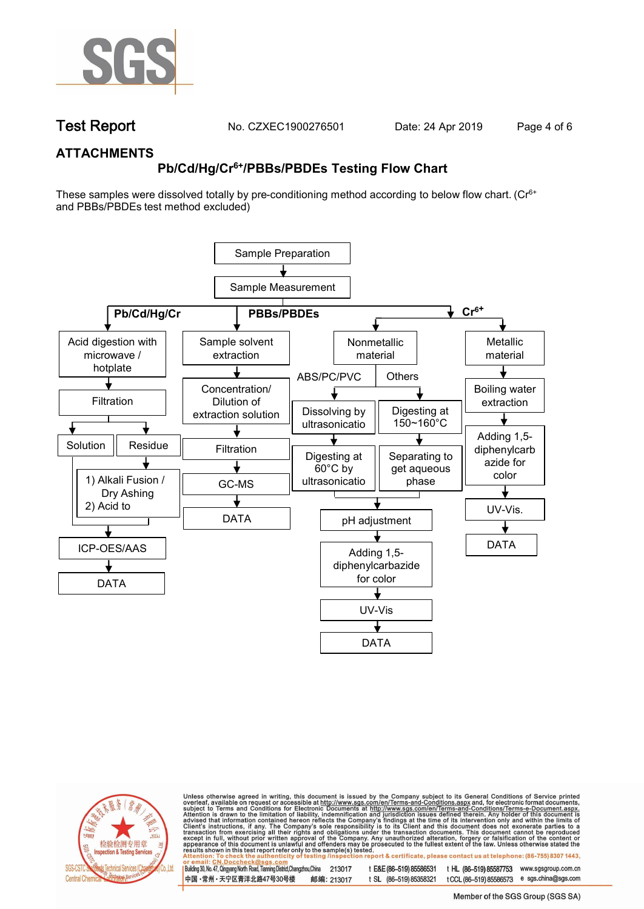## ATTACHMENTS

### Pb/Cd/Hg/$Cr^{6+}$/PBBs/PBDEs Testing Flow Chart

These samples were dissolved totally by pre-conditioning method according to below flow chart. ($Cr^{6+}$ and PBBs/PBDEs test method excluded)

Sample Preparation → Sample Measurement

**Pb/Cd/Hg/Cr**

- Acid digestion with microwave / hotplate
- Filtration
- Solution / Residue
  - Residue → 1) Alkali Fusion / Dry Ashing 2) Acid to
- ICP-OES/AAS
- DATA

**PBBs/PBDEs**

- Sample solvent extraction
- Concentration/ Dilution of extraction solution
- Filtration
- GC-MS
- DATA

**$Cr^{6+}$**

- Nonmetallic material
  - ABS/PC/PVC: Dissolving by ultrasonicatio → Digesting at 60°C by ultrasonicatio
  - Others: Digesting at 150~160°C → Separating to get aqueous phase
  - pH adjustment
  - Adding 1,5-diphenylcarbazide for color
  - UV-Vis
  - DATA
- Metallic material
  - Boiling water extraction
  - Adding 1,5-diphenylcarbazide for color
  - UV-Vis.
  - DATA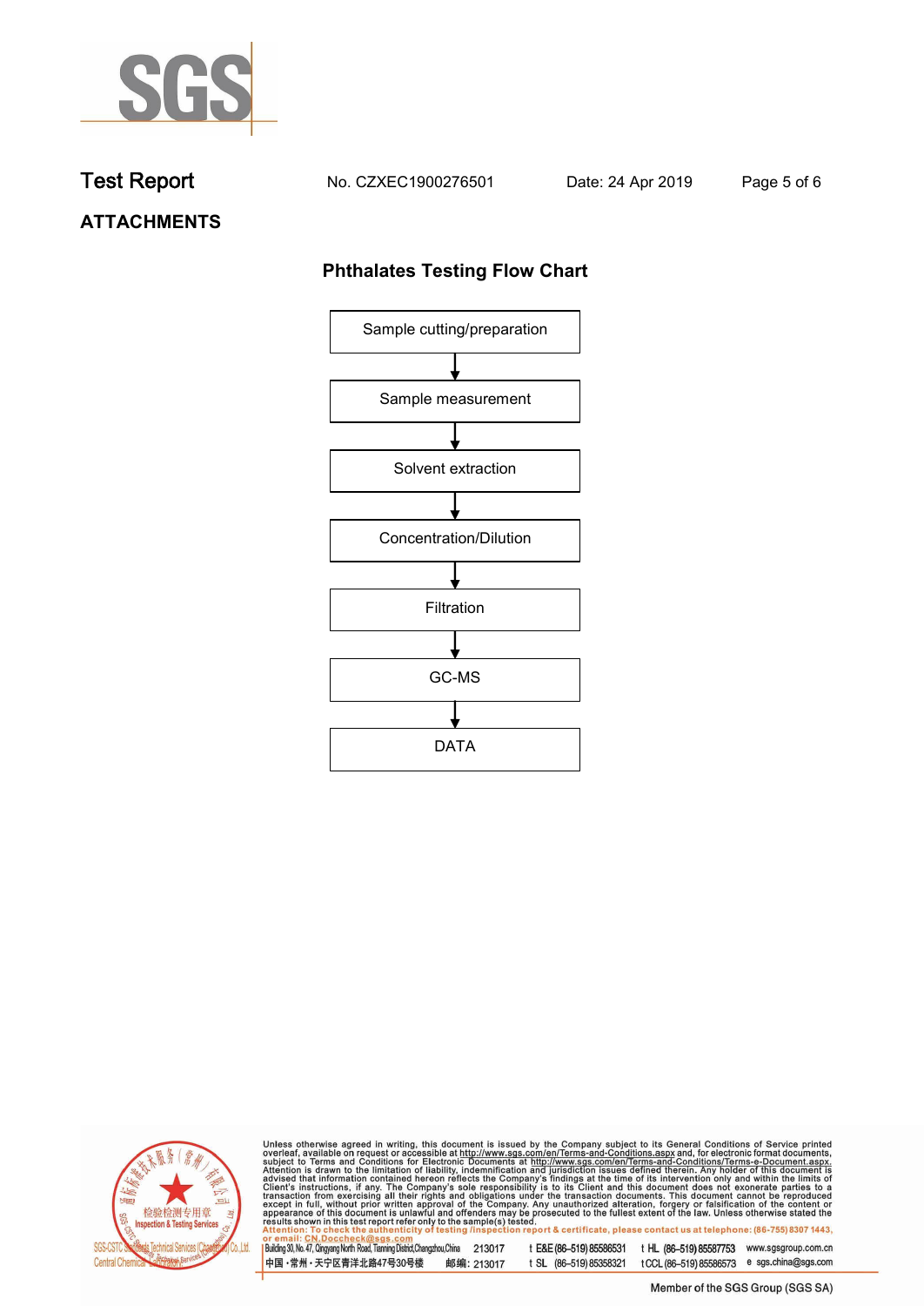## ATTACHMENTS

### Phthalates Testing Flow Chart

Sample cutting/preparation

↓

Sample measurement

↓

Solvent extraction

↓

Concentration/Dilution

↓

Filtration

↓

GC-MS

↓

DATA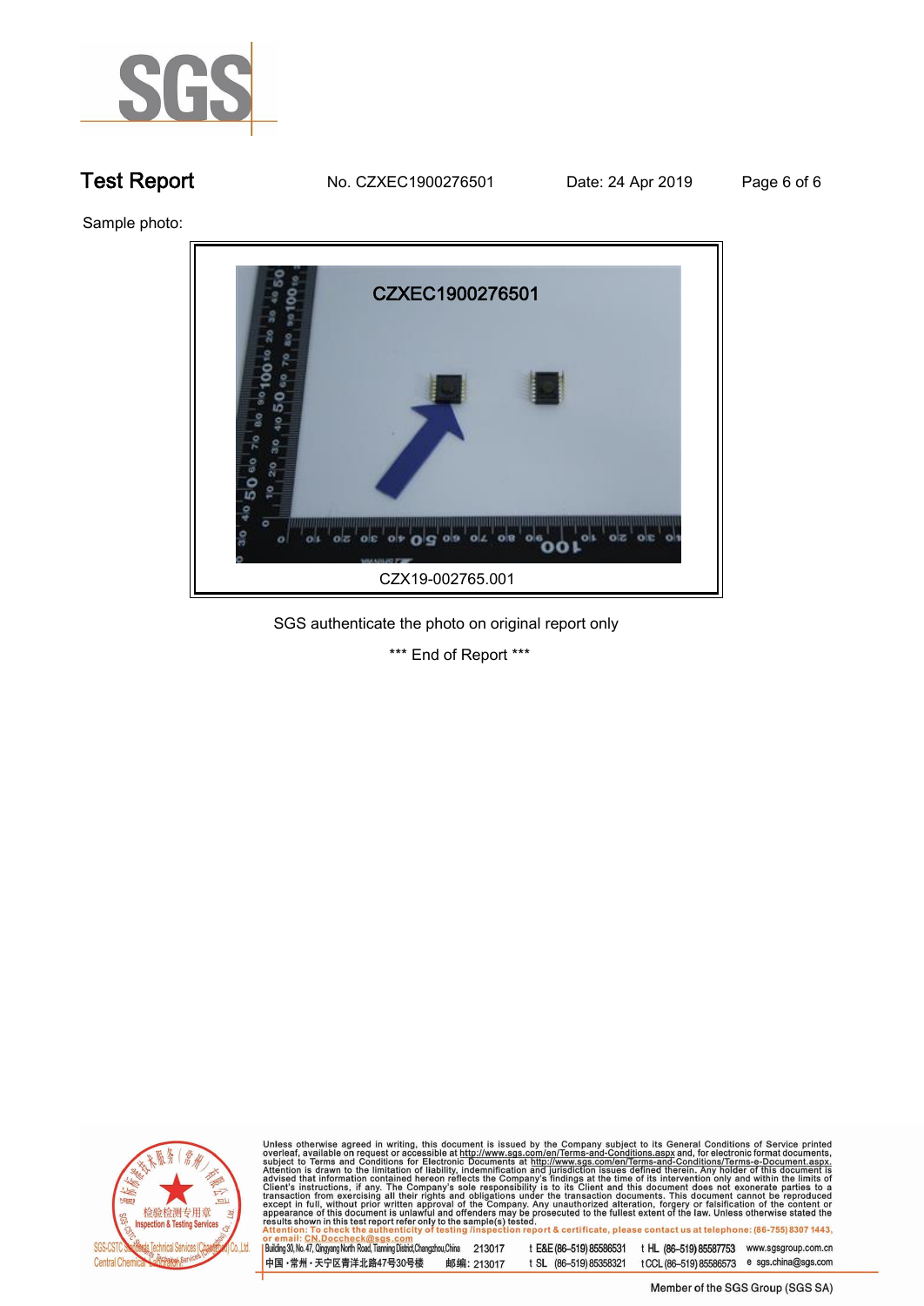# Test Report

No. CZXEC1900276501 Date: 24 Apr 2019

Sample photo:

CZXEC1900276501

CZX19-002765.001

SGS authenticate the photo on original report only

*** End of Report ***

Unless otherwise agreed in writing, this document is issued by the Company subject to its General Conditions of Service printed overleaf, available on request or accessible at http://www.sgs.com/en/Terms-and-Conditions.aspx and, for electronic format documents, subject to Terms and Conditions for Electronic Documents at http://www.sgs.com/en/Terms-and-Conditions/Terms-e-Document.aspx. Attention is drawn to the limitation of liability, indemnification and jurisdiction issues defined therein. Any holder of this document is advised that information contained hereon reflects the Company's findings at the time of its intervention only and within the limits of Client's instructions, if any. The Company's sole responsibility is to its Client and this document does not exonerate parties to a transaction from exercising all their rights and obligations under the transaction documents. This document cannot be reproduced except in full, without prior written approval of the Company. Any unauthorized alteration, forgery or falsification of the content or appearance of this document is unlawful and offenders may be prosecuted to the fullest extent of the law. Unless otherwise stated the results shown in this test report refer only to the sample(s) tested.
Attention: To check the authenticity of testing /inspection report & certificate, please contact us at telephone: (86-755) 8307 1443, or email: CN.Doccheck@sgs.com

Building 30, No. 47, Qingyang North Road, Tianning District,Changzhou,China 213017 t E&E (86–519) 85586531 t HL (86–519) 85587753 www.sgsgroup.com.cn
中国・常州・天宁区青洋北路47号30号楼 邮编: 213017 t SL (86–519) 85358321 t CCL (86–519) 85586573 e sgs.china@sgs.com

Member of the SGS Group (SGS SA)